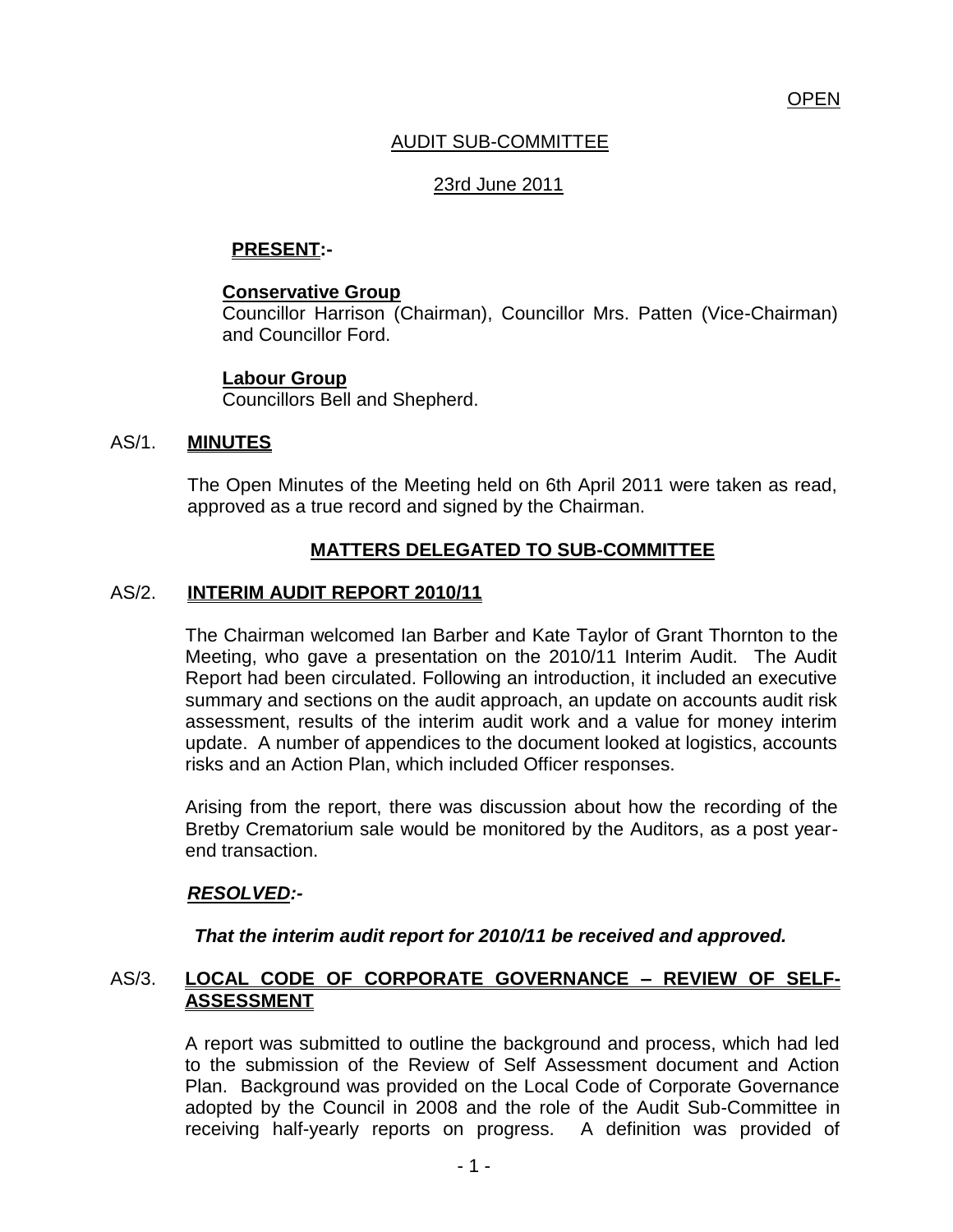OPEN

# AUDIT SUB-COMMITTEE

23rd June 2011

**PRESENT:-**

**Conservative Group**
Councillor Harrison (Chairman), Councillor Mrs. Patten (Vice-Chairman) and Councillor Ford.

**Labour Group**
Councillors Bell and Shepherd.

## AS/1. MINUTES

The Open Minutes of the Meeting held on 6th April 2011 were taken as read, approved as a true record and signed by the Chairman.

## MATTERS DELEGATED TO SUB-COMMITTEE

## AS/2. INTERIM AUDIT REPORT 2010/11

The Chairman welcomed Ian Barber and Kate Taylor of Grant Thornton to the Meeting, who gave a presentation on the 2010/11 Interim Audit. The Audit Report had been circulated. Following an introduction, it included an executive summary and sections on the audit approach, an update on accounts audit risk assessment, results of the interim audit work and a value for money interim update. A number of appendices to the document looked at logistics, accounts risks and an Action Plan, which included Officer responses.

Arising from the report, there was discussion about how the recording of the Bretby Crematorium sale would be monitored by the Auditors, as a post year-end transaction.

***RESOLVED:-***

***That the interim audit report for 2010/11 be received and approved.***

## AS/3. LOCAL CODE OF CORPORATE GOVERNANCE – REVIEW OF SELF-ASSESSMENT

A report was submitted to outline the background and process, which had led to the submission of the Review of Self Assessment document and Action Plan. Background was provided on the Local Code of Corporate Governance adopted by the Council in 2008 and the role of the Audit Sub-Committee in receiving half-yearly reports on progress. A definition was provided of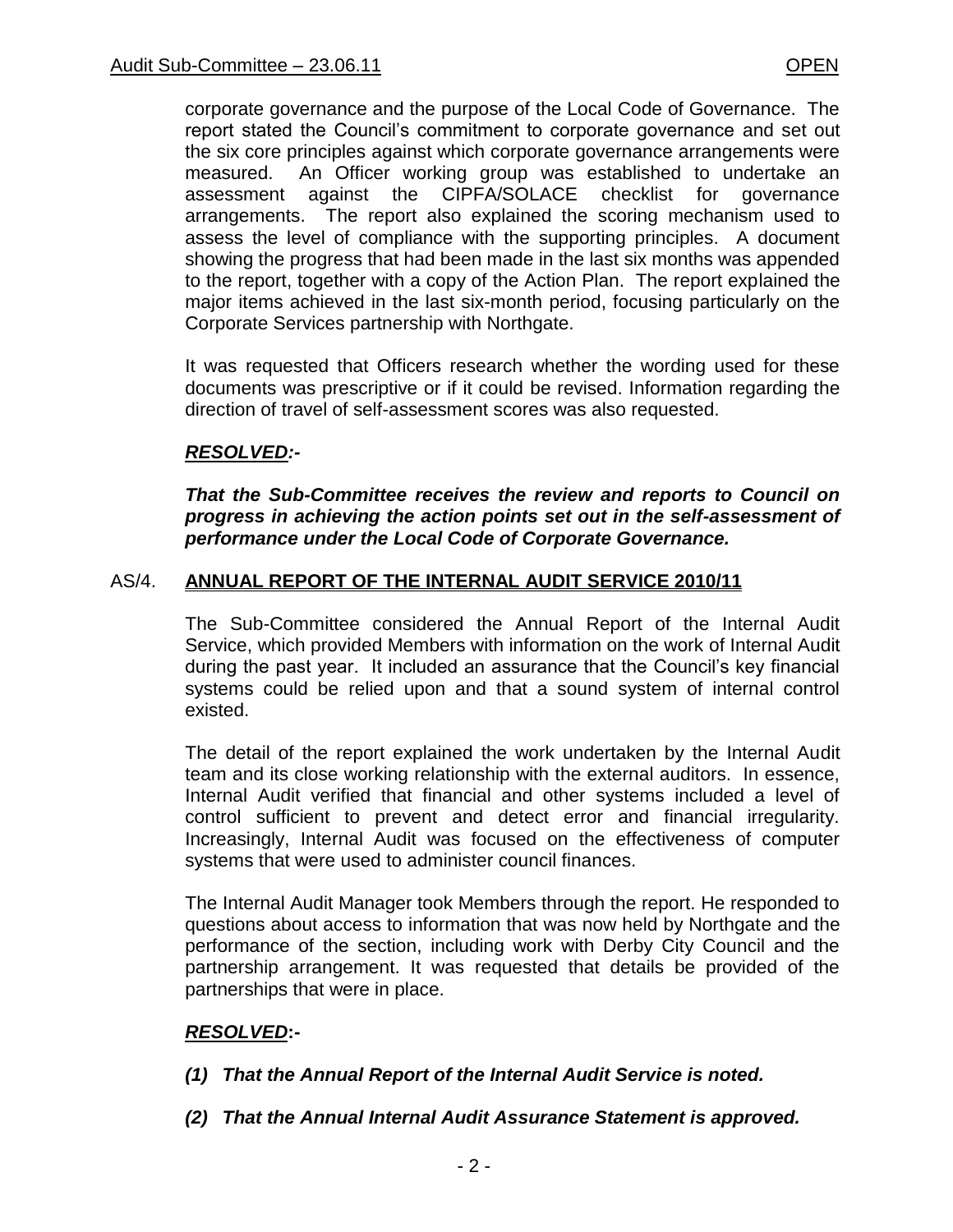corporate governance and the purpose of the Local Code of Governance. The report stated the Council's commitment to corporate governance and set out the six core principles against which corporate governance arrangements were measured. An Officer working group was established to undertake an assessment against the CIPFA/SOLACE checklist for governance arrangements. The report also explained the scoring mechanism used to assess the level of compliance with the supporting principles. A document showing the progress that had been made in the last six months was appended to the report, together with a copy of the Action Plan. The report explained the major items achieved in the last six-month period, focusing particularly on the Corporate Services partnership with Northgate.

It was requested that Officers research whether the wording used for these documents was prescriptive or if it could be revised. Information regarding the direction of travel of self-assessment scores was also requested.

***RESOLVED:-***

***That the Sub-Committee receives the review and reports to Council on progress in achieving the action points set out in the self-assessment of performance under the Local Code of Corporate Governance.***

## AS/4. ANNUAL REPORT OF THE INTERNAL AUDIT SERVICE 2010/11

The Sub-Committee considered the Annual Report of the Internal Audit Service, which provided Members with information on the work of Internal Audit during the past year. It included an assurance that the Council's key financial systems could be relied upon and that a sound system of internal control existed.

The detail of the report explained the work undertaken by the Internal Audit team and its close working relationship with the external auditors. In essence, Internal Audit verified that financial and other systems included a level of control sufficient to prevent and detect error and financial irregularity. Increasingly, Internal Audit was focused on the effectiveness of computer systems that were used to administer council finances.

The Internal Audit Manager took Members through the report. He responded to questions about access to information that was now held by Northgate and the performance of the section, including work with Derby City Council and the partnership arrangement. It was requested that details be provided of the partnerships that were in place.

***RESOLVED:-***

***(1) That the Annual Report of the Internal Audit Service is noted.***

***(2) That the Annual Internal Audit Assurance Statement is approved.***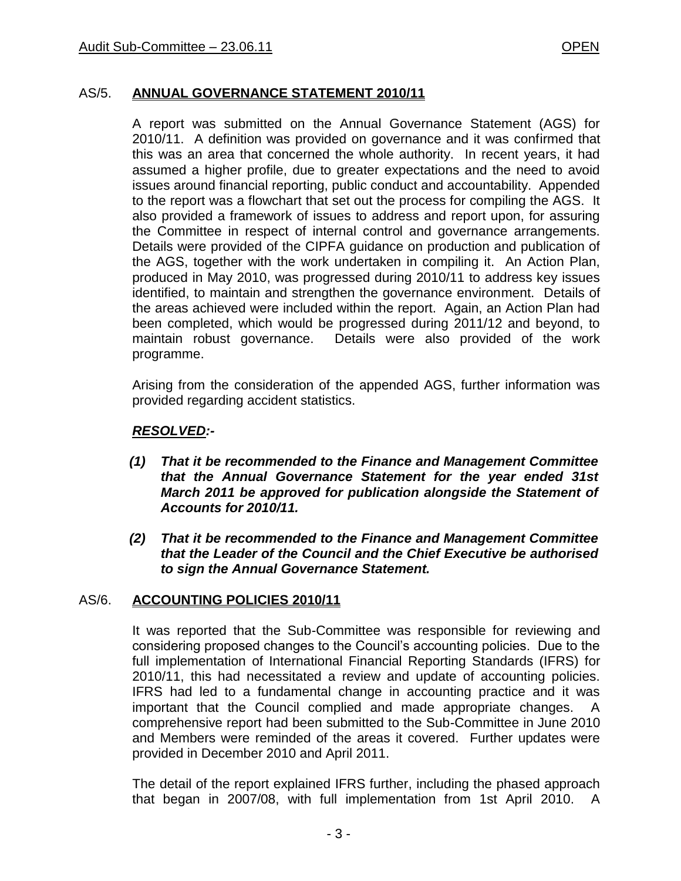## AS/5. ANNUAL GOVERNANCE STATEMENT 2010/11

A report was submitted on the Annual Governance Statement (AGS) for 2010/11. A definition was provided on governance and it was confirmed that this was an area that concerned the whole authority. In recent years, it had assumed a higher profile, due to greater expectations and the need to avoid issues around financial reporting, public conduct and accountability. Appended to the report was a flowchart that set out the process for compiling the AGS. It also provided a framework of issues to address and report upon, for assuring the Committee in respect of internal control and governance arrangements. Details were provided of the CIPFA guidance on production and publication of the AGS, together with the work undertaken in compiling it. An Action Plan, produced in May 2010, was progressed during 2010/11 to address key issues identified, to maintain and strengthen the governance environment. Details of the areas achieved were included within the report. Again, an Action Plan had been completed, which would be progressed during 2011/12 and beyond, to maintain robust governance. Details were also provided of the work programme.

Arising from the consideration of the appended AGS, further information was provided regarding accident statistics.

***RESOLVED:-***

***(1) That it be recommended to the Finance and Management Committee that the Annual Governance Statement for the year ended 31st March 2011 be approved for publication alongside the Statement of Accounts for 2010/11.***

***(2) That it be recommended to the Finance and Management Committee that the Leader of the Council and the Chief Executive be authorised to sign the Annual Governance Statement.***

## AS/6. ACCOUNTING POLICIES 2010/11

It was reported that the Sub-Committee was responsible for reviewing and considering proposed changes to the Council's accounting policies. Due to the full implementation of International Financial Reporting Standards (IFRS) for 2010/11, this had necessitated a review and update of accounting policies. IFRS had led to a fundamental change in accounting practice and it was important that the Council complied and made appropriate changes. A comprehensive report had been submitted to the Sub-Committee in June 2010 and Members were reminded of the areas it covered. Further updates were provided in December 2010 and April 2011.

The detail of the report explained IFRS further, including the phased approach that began in 2007/08, with full implementation from 1st April 2010. A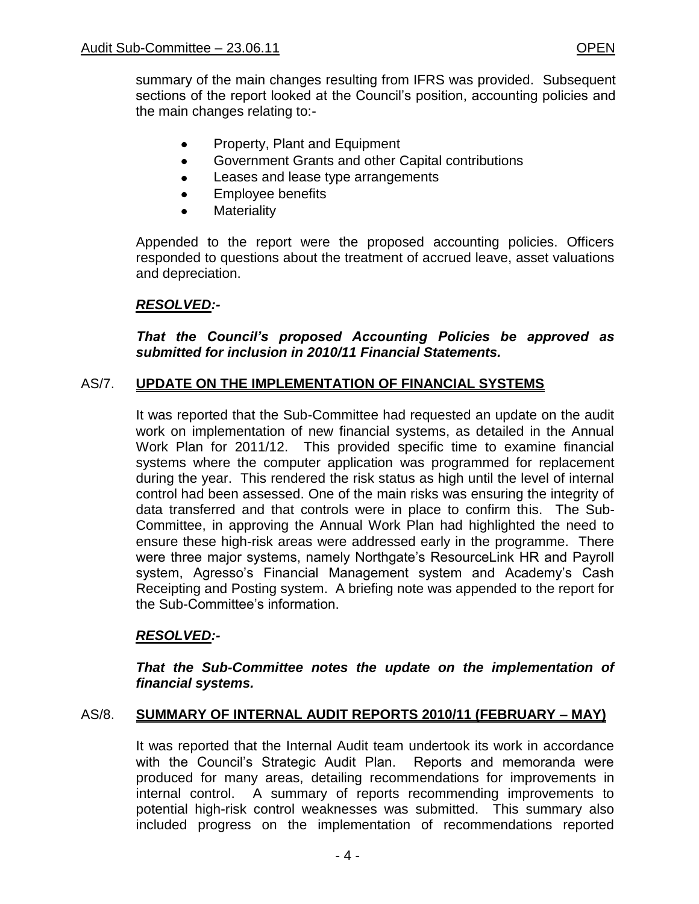summary of the main changes resulting from IFRS was provided. Subsequent sections of the report looked at the Council's position, accounting policies and the main changes relating to:-

- Property, Plant and Equipment
- Government Grants and other Capital contributions
- Leases and lease type arrangements
- Employee benefits
- Materiality

Appended to the report were the proposed accounting policies. Officers responded to questions about the treatment of accrued leave, asset valuations and depreciation.

***RESOLVED:-***

***That the Council's proposed Accounting Policies be approved as submitted for inclusion in 2010/11 Financial Statements.***

## AS/7. UPDATE ON THE IMPLEMENTATION OF FINANCIAL SYSTEMS

It was reported that the Sub-Committee had requested an update on the audit work on implementation of new financial systems, as detailed in the Annual Work Plan for 2011/12. This provided specific time to examine financial systems where the computer application was programmed for replacement during the year. This rendered the risk status as high until the level of internal control had been assessed. One of the main risks was ensuring the integrity of data transferred and that controls were in place to confirm this. The Sub-Committee, in approving the Annual Work Plan had highlighted the need to ensure these high-risk areas were addressed early in the programme. There were three major systems, namely Northgate's ResourceLink HR and Payroll system, Agresso's Financial Management system and Academy's Cash Receipting and Posting system. A briefing note was appended to the report for the Sub-Committee's information.

***RESOLVED:-***

***That the Sub-Committee notes the update on the implementation of financial systems.***

## AS/8. SUMMARY OF INTERNAL AUDIT REPORTS 2010/11 (FEBRUARY – MAY)

It was reported that the Internal Audit team undertook its work in accordance with the Council's Strategic Audit Plan. Reports and memoranda were produced for many areas, detailing recommendations for improvements in internal control. A summary of reports recommending improvements to potential high-risk control weaknesses was submitted. This summary also included progress on the implementation of recommendations reported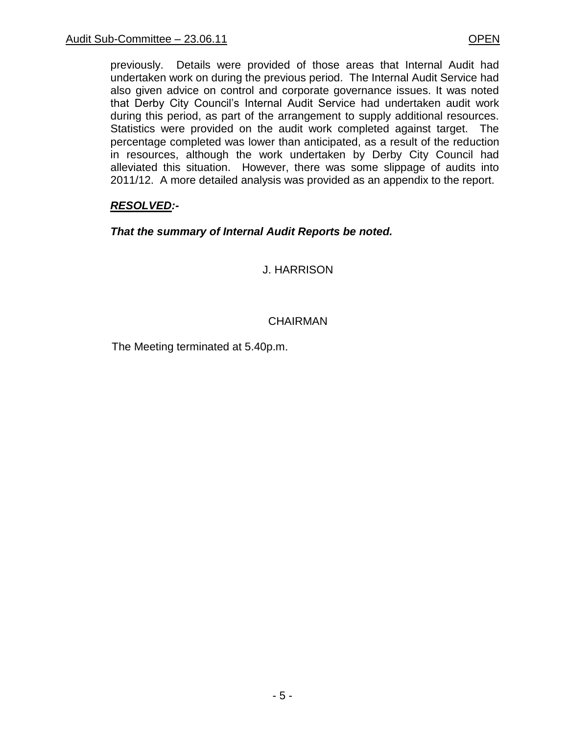previously. Details were provided of those areas that Internal Audit had undertaken work on during the previous period. The Internal Audit Service had also given advice on control and corporate governance issues. It was noted that Derby City Council's Internal Audit Service had undertaken audit work during this period, as part of the arrangement to supply additional resources. Statistics were provided on the audit work completed against target. The percentage completed was lower than anticipated, as a result of the reduction in resources, although the work undertaken by Derby City Council had alleviated this situation. However, there was some slippage of audits into 2011/12. A more detailed analysis was provided as an appendix to the report.

***RESOLVED:-***

***That the summary of Internal Audit Reports be noted.***

J. HARRISON

CHAIRMAN

The Meeting terminated at 5.40p.m.